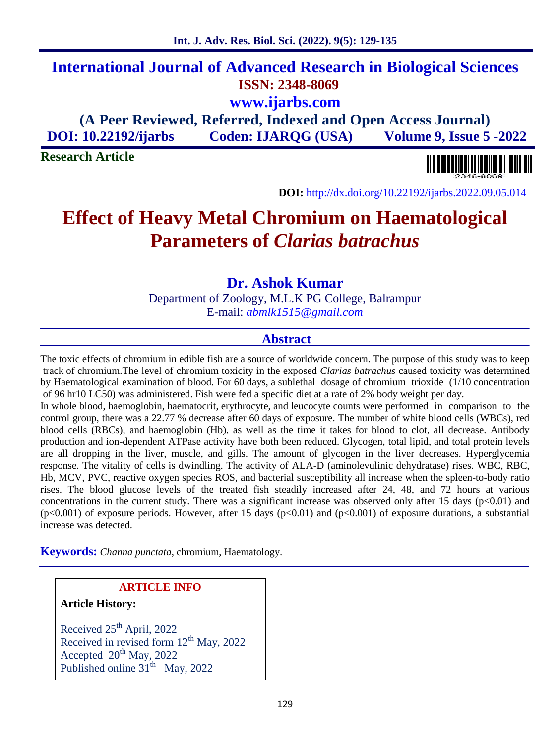# International Journal of Advanced Research in Biological Sciences

**ISSN: 2348-8069**

**www.ijarbs.com**

**(A Peer Reviewed, Referred, Indexed and Open Access Journal)**

**DOI: 10.22192/ijarbs Coden: IJARQG (USA) Volume 9, Issue 5 -2022**

**Research Article**

**DOI:** http://dx.doi.org/10.22192/ijarbs.2022.09.05.014

# Effect of Heavy Metal Chromium on Haematological Parameters of *Clarias batrachus*

## Dr. Ashok Kumar

Department of Zoology, M.L.K PG College, Balrampur

E-mail: *abmlk1515@gmail.com*

## Abstract

The toxic effects of chromium in edible fish are a source of worldwide concern. The purpose of this study was to keep track of chromium.The level of chromium toxicity in the exposed *Clarias batrachus* caused toxicity was determined by Haematological examination of blood. For 60 days, a sublethal dosage of chromium trioxide (1/10 concentration of 96 hr10 LC50) was administered. Fish were fed a specific diet at a rate of 2% body weight per day.

In whole blood, haemoglobin, haematocrit, erythrocyte, and leucocyte counts were performed in comparison to the control group, there was a 22.77 % decrease after 60 days of exposure. The number of white blood cells (WBCs), red blood cells (RBCs), and haemoglobin (Hb), as well as the time it takes for blood to clot, all decrease. Antibody production and ion-dependent ATPase activity have both been reduced. Glycogen, total lipid, and total protein levels are all dropping in the liver, muscle, and gills. The amount of glycogen in the liver decreases. Hyperglycemia response. The vitality of cells is dwindling. The activity of ALA-D (aminolevulinic dehydratase) rises. WBC, RBC, Hb, MCV, PVC, reactive oxygen species ROS, and bacterial susceptibility all increase when the spleen-to-body ratio rises. The blood glucose levels of the treated fish steadily increased after 24, 48, and 72 hours at various concentrations in the current study. There was a significant increase was observed only after 15 days ($p<0.01$) and ($p<0.001$) of exposure periods. However, after 15 days ($p<0.01$) and ($p<0.001$) of exposure durations, a substantial increase was detected.

**Keywords:** *Channa punctata*, chromium, Haematology.

**ARTICLE INFO**

**Article History:**

Received 25th April, 2022
Received in revised form 12th May, 2022
Accepted 20th May, 2022
Published online 31th May, 2022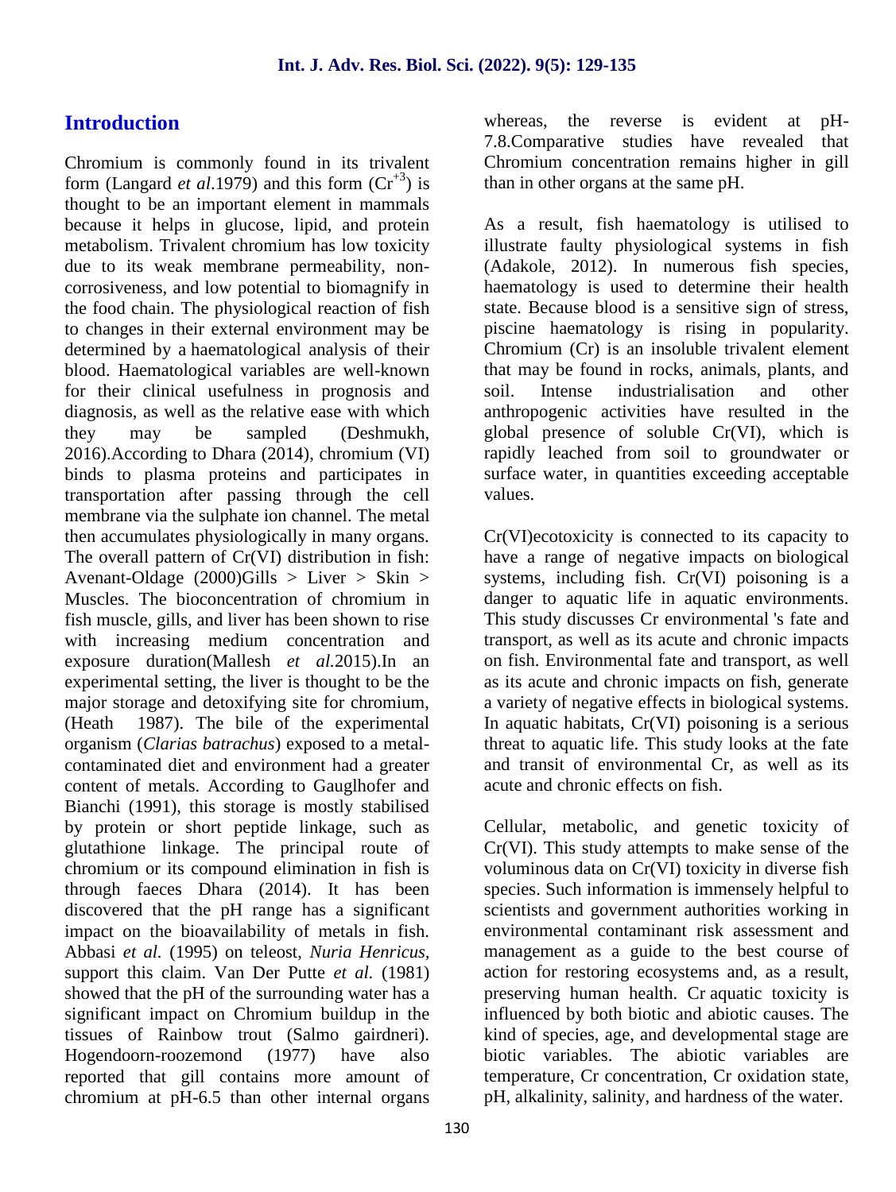## Introduction

Chromium is commonly found in its trivalent form (Langard *et al*.1979) and this form ($Cr^{+3}$) is thought to be an important element in mammals because it helps in glucose, lipid, and protein metabolism. Trivalent chromium has low toxicity due to its weak membrane permeability, non-corrosiveness, and low potential to biomagnify in the food chain. The physiological reaction of fish to changes in their external environment may be determined by a haematological analysis of their blood. Haematological variables are well-known for their clinical usefulness in prognosis and diagnosis, as well as the relative ease with which they may be sampled (Deshmukh, 2016).According to Dhara (2014), chromium (VI) binds to plasma proteins and participates in transportation after passing through the cell membrane via the sulphate ion channel. The metal then accumulates physiologically in many organs. The overall pattern of Cr(VI) distribution in fish: Avenant-Oldage (2000)Gills > Liver > Skin > Muscles. The bioconcentration of chromium in fish muscle, gills, and liver has been shown to rise with increasing medium concentration and exposure duration(Mallesh *et al.*2015).In an experimental setting, the liver is thought to be the major storage and detoxifying site for chromium, (Heath 1987). The bile of the experimental organism (*Clarias batrachus*) exposed to a metal-contaminated diet and environment had a greater content of metals. According to Gauglhofer and Bianchi (1991), this storage is mostly stabilised by protein or short peptide linkage, such as glutathione linkage. The principal route of chromium or its compound elimination in fish is through faeces Dhara (2014). It has been discovered that the pH range has a significant impact on the bioavailability of metals in fish. Abbasi *et al.* (1995) on teleost, *Nuria Henricus,* support this claim. Van Der Putte *et al.* (1981) showed that the pH of the surrounding water has a significant impact on Chromium buildup in the tissues of Rainbow trout (Salmo gairdneri). Hogendoorn-roozemond (1977) have also reported that gill contains more amount of chromium at pH-6.5 than other internal organs whereas, the reverse is evident at pH-7.8.Comparative studies have revealed that Chromium concentration remains higher in gill than in other organs at the same pH.

As a result, fish haematology is utilised to illustrate faulty physiological systems in fish (Adakole, 2012). In numerous fish species, haematology is used to determine their health state. Because blood is a sensitive sign of stress, piscine haematology is rising in popularity. Chromium (Cr) is an insoluble trivalent element that may be found in rocks, animals, plants, and soil. Intense industrialisation and other anthropogenic activities have resulted in the global presence of soluble Cr(VI), which is rapidly leached from soil to groundwater or surface water, in quantities exceeding acceptable values.

Cr(VI)ecotoxicity is connected to its capacity to have a range of negative impacts on biological systems, including fish. Cr(VI) poisoning is a danger to aquatic life in aquatic environments. This study discusses Cr environmental 's fate and transport, as well as its acute and chronic impacts on fish. Environmental fate and transport, as well as its acute and chronic impacts on fish, generate a variety of negative effects in biological systems. In aquatic habitats, Cr(VI) poisoning is a serious threat to aquatic life. This study looks at the fate and transit of environmental Cr, as well as its acute and chronic effects on fish.

Cellular, metabolic, and genetic toxicity of Cr(VI). This study attempts to make sense of the voluminous data on Cr(VI) toxicity in diverse fish species. Such information is immensely helpful to scientists and government authorities working in environmental contaminant risk assessment and management as a guide to the best course of action for restoring ecosystems and, as a result, preserving human health. Cr aquatic toxicity is influenced by both biotic and abiotic causes. The kind of species, age, and developmental stage are biotic variables. The abiotic variables are temperature, Cr concentration, Cr oxidation state, pH, alkalinity, salinity, and hardness of the water.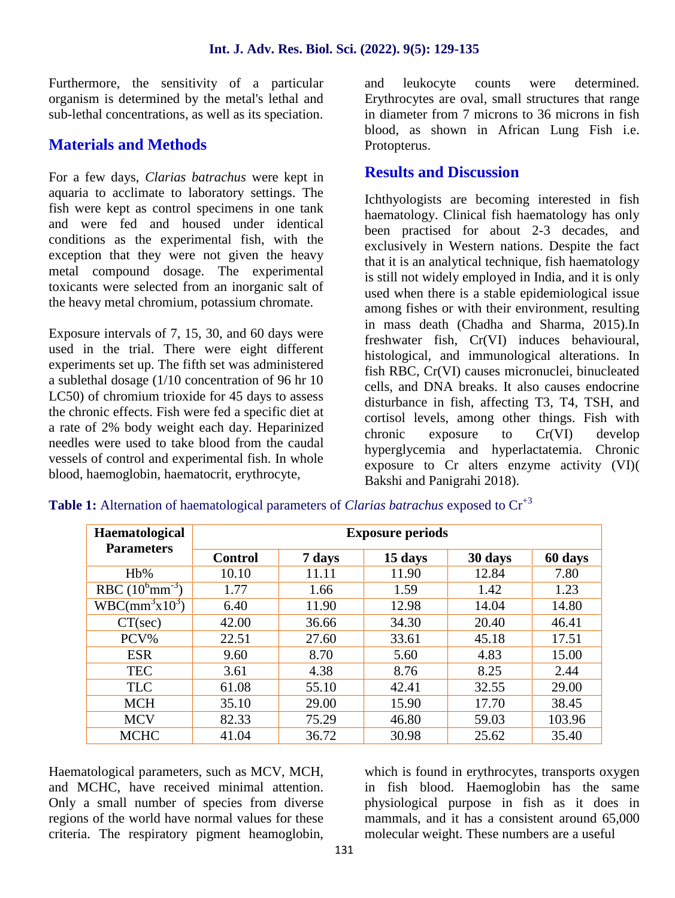Furthermore, the sensitivity of a particular organism is determined by the metal's lethal and sub-lethal concentrations, as well as its speciation.

## Materials and Methods

For a few days, *Clarias batrachus* were kept in aquaria to acclimate to laboratory settings. The fish were kept as control specimens in one tank and were fed and housed under identical conditions as the experimental fish, with the exception that they were not given the heavy metal compound dosage. The experimental toxicants were selected from an inorganic salt of the heavy metal chromium, potassium chromate.

Exposure intervals of 7, 15, 30, and 60 days were used in the trial. There were eight different experiments set up. The fifth set was administered a sublethal dosage (1/10 concentration of 96 hr 10 LC50) of chromium trioxide for 45 days to assess the chronic effects. Fish were fed a specific diet at a rate of 2% body weight each day. Heparinized needles were used to take blood from the caudal vessels of control and experimental fish. In whole blood, haemoglobin, haematocrit, erythrocyte, and leukocyte counts were determined. Erythrocytes are oval, small structures that range in diameter from 7 microns to 36 microns in fish blood, as shown in African Lung Fish i.e. Protopterus.

## Results and Discussion

Ichthyologists are becoming interested in fish haematology. Clinical fish haematology has only been practised for about 2-3 decades, and exclusively in Western nations. Despite the fact that it is an analytical technique, fish haematology is still not widely employed in India, and it is only used when there is a stable epidemiological issue among fishes or with their environment, resulting in mass death (Chadha and Sharma, 2015).In freshwater fish, Cr(VI) induces behavioural, histological, and immunological alterations. In fish RBC, Cr(VI) causes micronuclei, binucleated cells, and DNA breaks. It also causes endocrine disturbance in fish, affecting T3, T4, TSH, and cortisol levels, among other things. Fish with chronic exposure to Cr(VI) develop hyperglycemia and hyperlactatemia. Chronic exposure to Cr alters enzyme activity (VI)( Bakshi and Panigrahi 2018).

**Table 1:** Alternation of haematological parameters of *Clarias batrachus* exposed to $Cr^{+3}$

| Haematological Parameters | Exposure periods | | | | |
|---|---|---|---|---|---|
| | Control | 7 days | 15 days | 30 days | 60 days |
| Hb% | 10.10 | 11.11 | 11.90 | 12.84 | 7.80 |
| RBC ($10^6 mm^{-3}$) | 1.77 | 1.66 | 1.59 | 1.42 | 1.23 |
| WBC($mm^3 x10^3$) | 6.40 | 11.90 | 12.98 | 14.04 | 14.80 |
| CT(sec) | 42.00 | 36.66 | 34.30 | 20.40 | 46.41 |
| PCV% | 22.51 | 27.60 | 33.61 | 45.18 | 17.51 |
| ESR | 9.60 | 8.70 | 5.60 | 4.83 | 15.00 |
| TEC | 3.61 | 4.38 | 8.76 | 8.25 | 2.44 |
| TLC | 61.08 | 55.10 | 42.41 | 32.55 | 29.00 |
| MCH | 35.10 | 29.00 | 15.90 | 17.70 | 38.45 |
| MCV | 82.33 | 75.29 | 46.80 | 59.03 | 103.96 |
| MCHC | 41.04 | 36.72 | 30.98 | 25.62 | 35.40 |

Haematological parameters, such as MCV, MCH, and MCHC, have received minimal attention. Only a small number of species from diverse regions of the world have normal values for these criteria. The respiratory pigment heamoglobin, which is found in erythrocytes, transports oxygen in fish blood. Haemoglobin has the same physiological purpose in fish as it does in mammals, and it has a consistent around 65,000 molecular weight. These numbers are a useful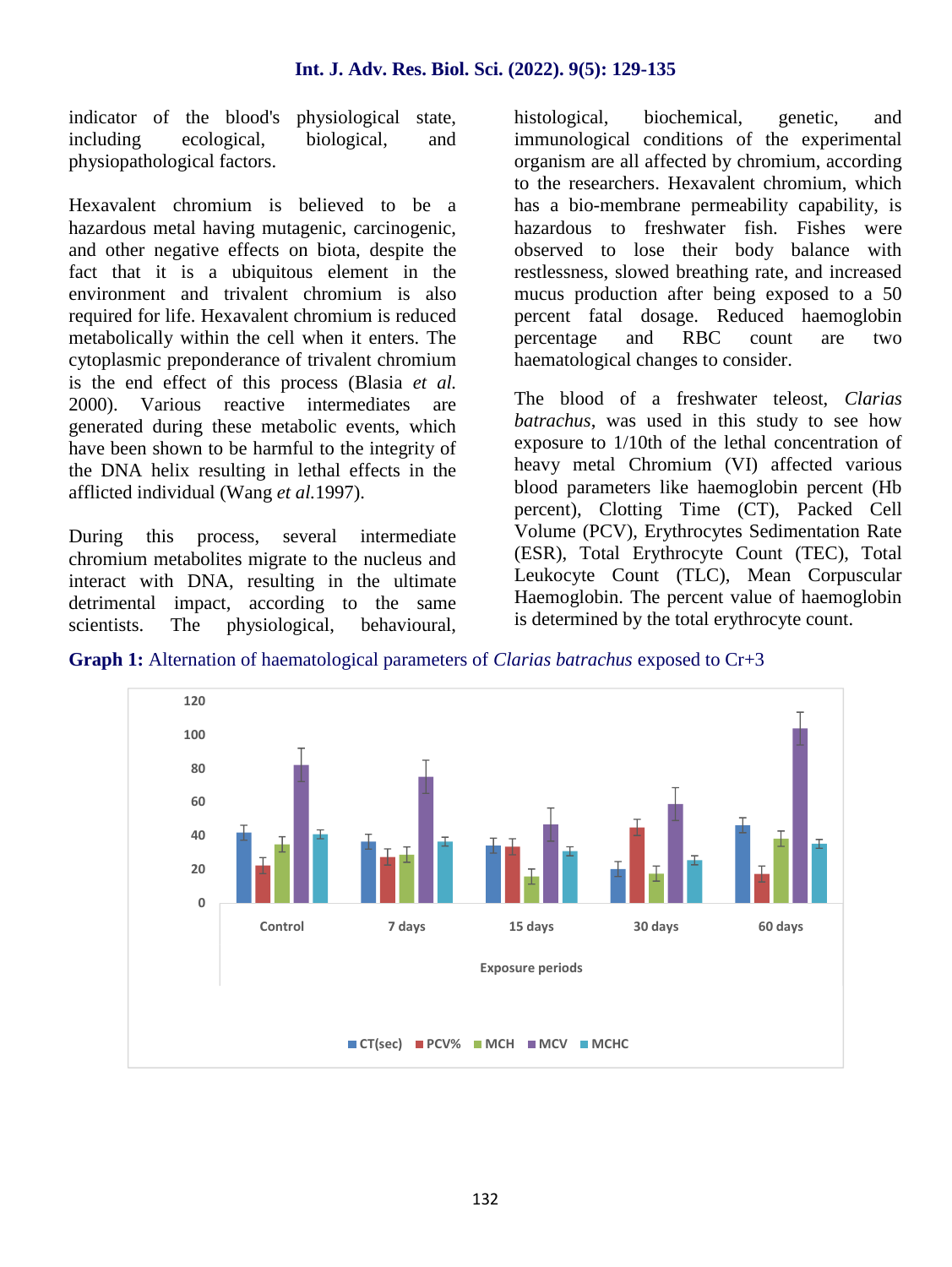indicator of the blood's physiological state, including ecological, biological, and physiopathological factors.

Hexavalent chromium is believed to be a hazardous metal having mutagenic, carcinogenic, and other negative effects on biota, despite the fact that it is a ubiquitous element in the environment and trivalent chromium is also required for life. Hexavalent chromium is reduced metabolically within the cell when it enters. The cytoplasmic preponderance of trivalent chromium is the end effect of this process (Blasia *et al.* 2000). Various reactive intermediates are generated during these metabolic events, which have been shown to be harmful to the integrity of the DNA helix resulting in lethal effects in the afflicted individual (Wang *et al.*1997).

During this process, several intermediate chromium metabolites migrate to the nucleus and interact with DNA, resulting in the ultimate detrimental impact, according to the same scientists. The physiological, behavioural, histological, biochemical, genetic, and immunological conditions of the experimental organism are all affected by chromium, according to the researchers. Hexavalent chromium, which has a bio-membrane permeability capability, is hazardous to freshwater fish. Fishes were observed to lose their body balance with restlessness, slowed breathing rate, and increased mucus production after being exposed to a 50 percent fatal dosage. Reduced haemoglobin percentage and RBC count are two haematological changes to consider.

The blood of a freshwater teleost, *Clarias batrachus*, was used in this study to see how exposure to 1/10th of the lethal concentration of heavy metal Chromium (VI) affected various blood parameters like haemoglobin percent (Hb percent), Clotting Time (CT), Packed Cell Volume (PCV), Erythrocytes Sedimentation Rate (ESR), Total Erythrocyte Count (TEC), Total Leukocyte Count (TLC), Mean Corpuscular Haemoglobin. The percent value of haemoglobin is determined by the total erythrocyte count.

**Graph 1:** Alternation of haematological parameters of *Clarias batrachus* exposed to Cr+3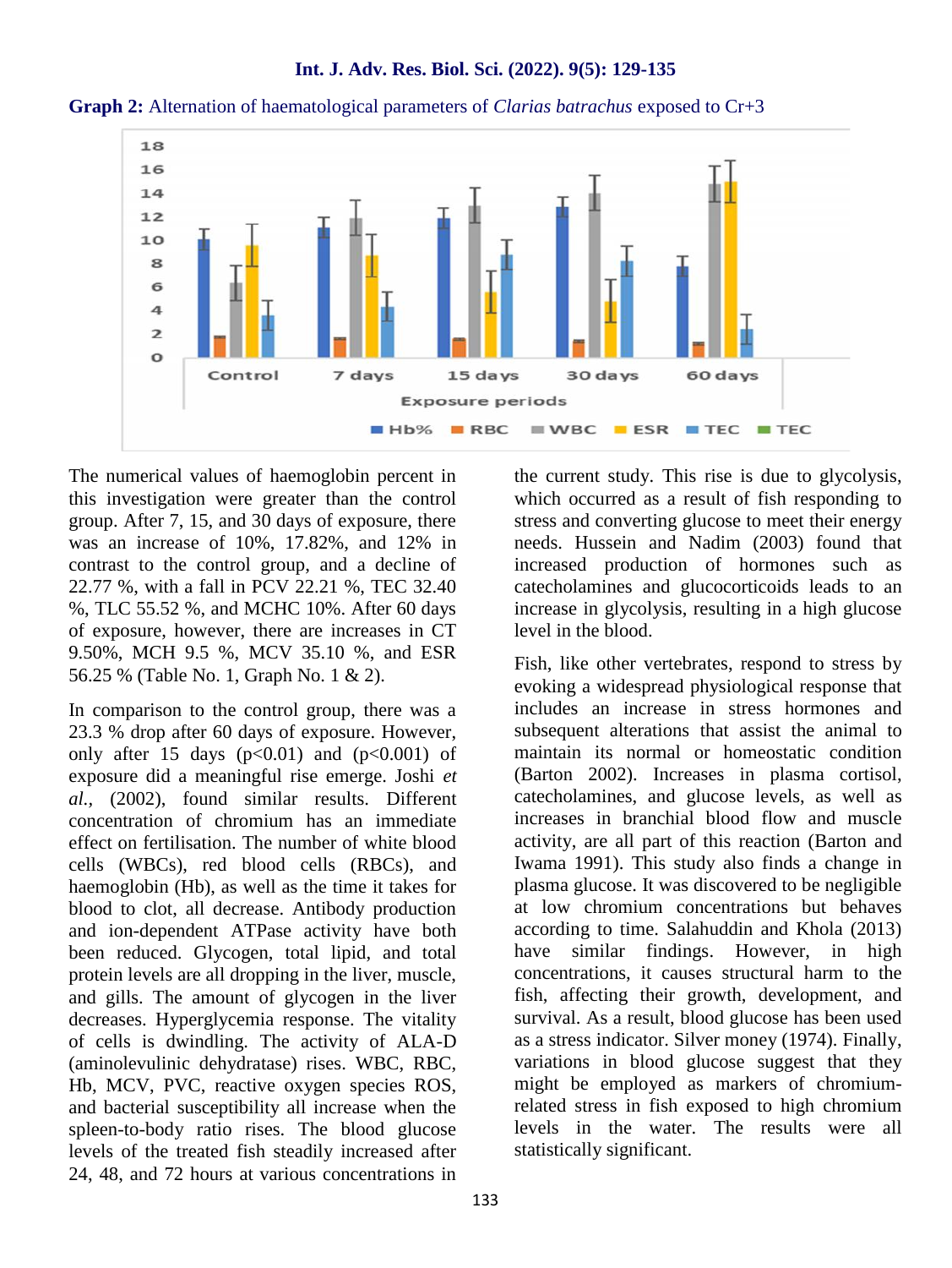**Graph 2:** Alternation of haematological parameters of *Clarias batrachus* exposed to Cr+3

The numerical values of haemoglobin percent in this investigation were greater than the control group. After 7, 15, and 30 days of exposure, there was an increase of 10%, 17.82%, and 12% in contrast to the control group, and a decline of 22.77 %, with a fall in PCV 22.21 %, TEC 32.40 %, TLC 55.52 %, and MCHC 10%. After 60 days of exposure, however, there are increases in CT 9.50%, MCH 9.5 %, MCV 35.10 %, and ESR 56.25 % (Table No. 1, Graph No. 1 & 2).

In comparison to the control group, there was a 23.3 % drop after 60 days of exposure. However, only after 15 days ($p<0.01$) and ($p<0.001$) of exposure did a meaningful rise emerge. Joshi *et al.,* (2002), found similar results. Different concentration of chromium has an immediate effect on fertilisation. The number of white blood cells (WBCs), red blood cells (RBCs), and haemoglobin (Hb), as well as the time it takes for blood to clot, all decrease. Antibody production and ion-dependent ATPase activity have both been reduced. Glycogen, total lipid, and total protein levels are all dropping in the liver, muscle, and gills. The amount of glycogen in the liver decreases. Hyperglycemia response. The vitality of cells is dwindling. The activity of ALA-D (aminolevulinic dehydratase) rises. WBC, RBC, Hb, MCV, PVC, reactive oxygen species ROS, and bacterial susceptibility all increase when the spleen-to-body ratio rises. The blood glucose levels of the treated fish steadily increased after 24, 48, and 72 hours at various concentrations in the current study. This rise is due to glycolysis, which occurred as a result of fish responding to stress and converting glucose to meet their energy needs. Hussein and Nadim (2003) found that increased production of hormones such as catecholamines and glucocorticoids leads to an increase in glycolysis, resulting in a high glucose level in the blood.

Fish, like other vertebrates, respond to stress by evoking a widespread physiological response that includes an increase in stress hormones and subsequent alterations that assist the animal to maintain its normal or homeostatic condition (Barton 2002). Increases in plasma cortisol, catecholamines, and glucose levels, as well as increases in branchial blood flow and muscle activity, are all part of this reaction (Barton and Iwama 1991). This study also finds a change in plasma glucose. It was discovered to be negligible at low chromium concentrations but behaves according to time. Salahuddin and Khola (2013) have similar findings. However, in high concentrations, it causes structural harm to the fish, affecting their growth, development, and survival. As a result, blood glucose has been used as a stress indicator. Silver money (1974). Finally, variations in blood glucose suggest that they might be employed as markers of chromium-related stress in fish exposed to high chromium levels in the water. The results were all statistically significant.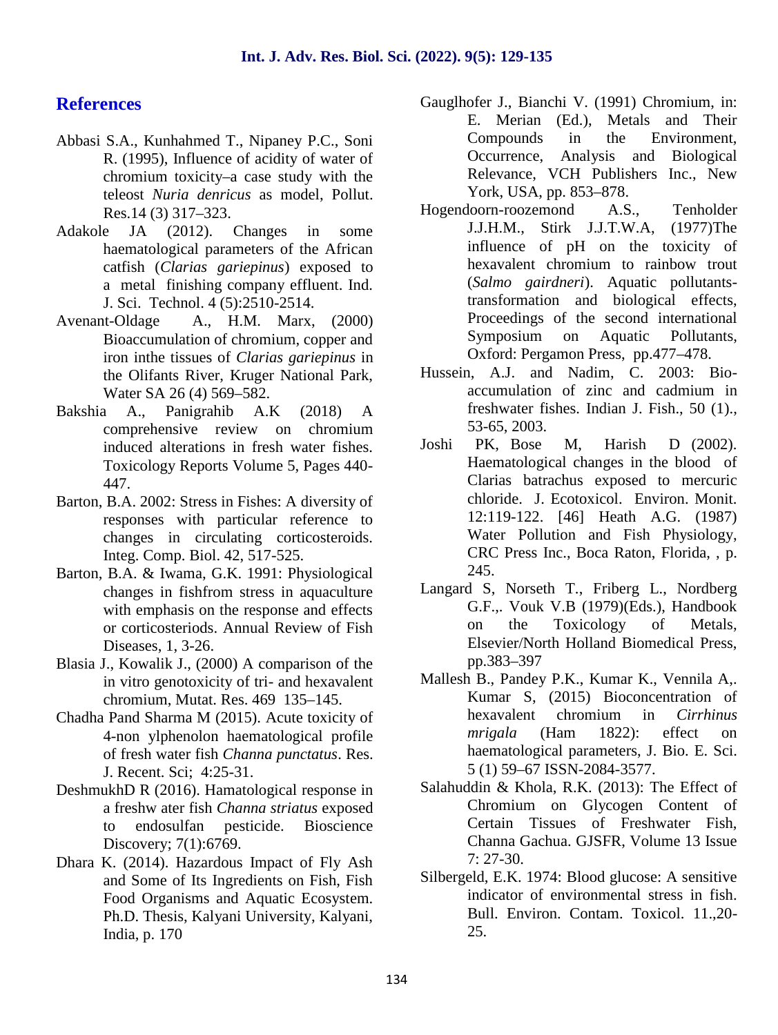## References

Abbasi S.A., Kunhahmed T., Nipaney P.C., Soni R. (1995), Influence of acidity of water of chromium toxicity–a case study with the teleost *Nuria denricus* as model, Pollut. Res.14 (3) 317–323.

Adakole JA (2012). Changes in some haematological parameters of the African catfish (*Clarias gariepinus*) exposed to a metal finishing company effluent. Ind. J. Sci. Technol. 4 (5):2510-2514.

Avenant-Oldage A., H.M. Marx, (2000) Bioaccumulation of chromium, copper and iron inthe tissues of *Clarias gariepinus* in the Olifants River, Kruger National Park, Water SA 26 (4) 569–582.

Bakshia A., Panigrahib A.K (2018) A comprehensive review on chromium induced alterations in fresh water fishes. Toxicology Reports Volume 5, Pages 440-447.

Barton, B.A. 2002: Stress in Fishes: A diversity of responses with particular reference to changes in circulating corticosteroids. Integ. Comp. Biol. 42, 517-525.

Barton, B.A. & Iwama, G.K. 1991: Physiological changes in fishfrom stress in aquaculture with emphasis on the response and effects or corticosteriods. Annual Review of Fish Diseases, 1, 3-26.

Blasia J., Kowalik J., (2000) A comparison of the in vitro genotoxicity of tri- and hexavalent chromium, Mutat. Res. 469 135–145.

Chadha Pand Sharma M (2015). Acute toxicity of 4-non ylphenolon haematological profile of fresh water fish *Channa punctatus*. Res. J. Recent. Sci; 4:25-31.

DeshmukhD R (2016). Hamatological response in a freshw ater fish *Channa striatus* exposed to endosulfan pesticide. Bioscience Discovery; 7(1):6769.

Dhara K. (2014). Hazardous Impact of Fly Ash and Some of Its Ingredients on Fish, Fish Food Organisms and Aquatic Ecosystem. Ph.D. Thesis, Kalyani University, Kalyani, India, p. 170

Gauglhofer J., Bianchi V. (1991) Chromium, in: E. Merian (Ed.), Metals and Their Compounds in the Environment, Occurrence, Analysis and Biological Relevance, VCH Publishers Inc., New York, USA, pp. 853–878.

Hogendoorn-roozemond A.S., Tenholder J.J.H.M., Stirk J.J.T.W.A, (1977)The influence of pH on the toxicity of hexavalent chromium to rainbow trout (*Salmo gairdneri*). Aquatic pollutants-transformation and biological effects, Proceedings of the second international Symposium on Aquatic Pollutants, Oxford: Pergamon Press, pp.477–478.

Hussein, A.J. and Nadim, C. 2003: Bio-accumulation of zinc and cadmium in freshwater fishes. Indian J. Fish., 50 (1)., 53-65, 2003.

Joshi PK, Bose M, Harish D (2002). Haematological changes in the blood of Clarias batrachus exposed to mercuric chloride. J. Ecotoxicol. Environ. Monit. 12:119-122. [46] Heath A.G. (1987) Water Pollution and Fish Physiology, CRC Press Inc., Boca Raton, Florida, , p. 245.

Langard S, Norseth T., Friberg L., Nordberg G.F.,. Vouk V.B (1979)(Eds.), Handbook on the Toxicology of Metals, Elsevier/North Holland Biomedical Press, pp.383–397

Mallesh B., Pandey P.K., Kumar K., Vennila A,. Kumar S, (2015) Bioconcentration of hexavalent chromium in *Cirrhinus mrigala* (Ham 1822): effect on haematological parameters, J. Bio. E. Sci. 5 (1) 59–67 ISSN-2084-3577.

Salahuddin & Khola, R.K. (2013): The Effect of Chromium on Glycogen Content of Certain Tissues of Freshwater Fish, Channa Gachua. GJSFR, Volume 13 Issue 7: 27-30.

Silbergeld, E.K. 1974: Blood glucose: A sensitive indicator of environmental stress in fish. Bull. Environ. Contam. Toxicol. 11.,20-25.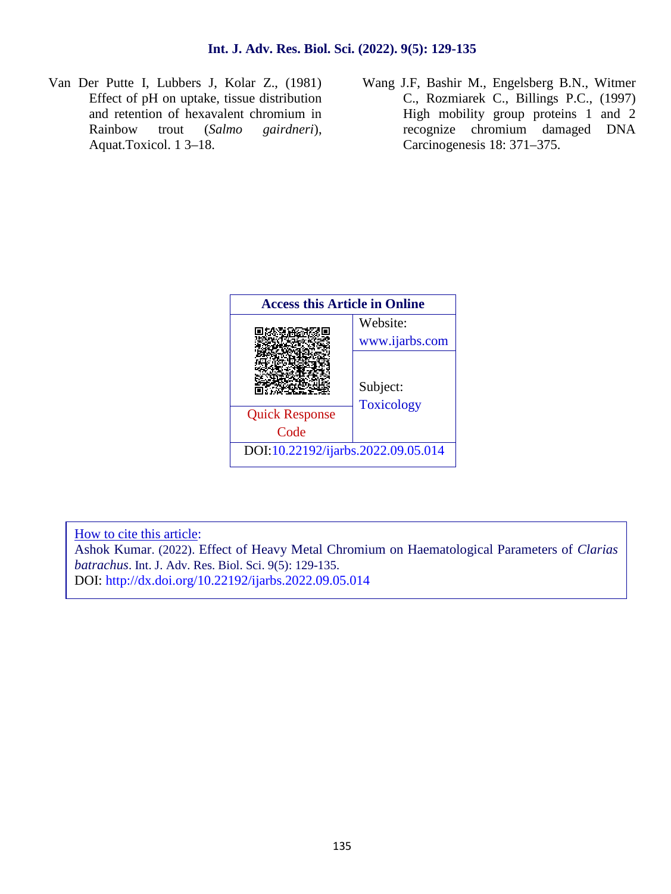Van Der Putte I, Lubbers J, Kolar Z., (1981) Effect of pH on uptake, tissue distribution and retention of hexavalent chromium in Rainbow trout (*Salmo gairdneri*), Aquat.Toxicol. 1 3–18.

Wang J.F, Bashir M., Engelsberg B.N., Witmer C., Rozmiarek C., Billings P.C., (1997) High mobility group proteins 1 and 2 recognize chromium damaged DNA Carcinogenesis 18: 371–375.

| Access this Article in Online | |
|---|---|
| Quick Response Code | Website: www.ijarbs.com |
| | Subject: Toxicology |
| DOI:10.22192/ijarbs.2022.09.05.014 | |

How to cite this article:
Ashok Kumar. (2022). Effect of Heavy Metal Chromium on Haematological Parameters of *Clarias batrachus*. Int. J. Adv. Res. Biol. Sci. 9(5): 129-135.
DOI: http://dx.doi.org/10.22192/ijarbs.2022.09.05.014